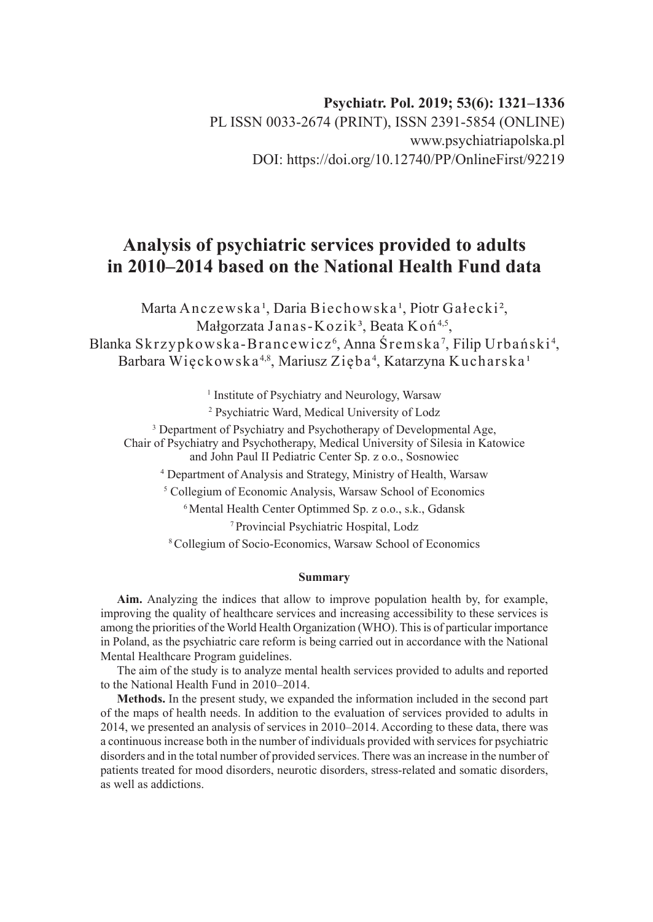Psychiatr. Pol. 2019; 53(6): 1321–1336
PL ISSN 0033-2674 (PRINT), ISSN 2391-5854 (ONLINE)
www.psychiatriapolska.pl
DOI: https://doi.org/10.12740/PP/OnlineFirst/92219

# Analysis of psychiatric services provided to adults in 2010–2014 based on the National Health Fund data

Marta Anczewska[1], Daria Biechowska[1], Piotr Gałecki[2], Małgorzata Janas-Kozik[3], Beata Koń[4,5], Blanka Skrzypkowska-Brancewicz[6], Anna Śremska[7], Filip Urbański[4], Barbara Więckowska[4,8], Mariusz Zięba[4], Katarzyna Kucharska[1]

[1] Institute of Psychiatry and Neurology, Warsaw

[2] Psychiatric Ward, Medical University of Lodz

[3] Department of Psychiatry and Psychotherapy of Developmental Age, Chair of Psychiatry and Psychotherapy, Medical University of Silesia in Katowice and John Paul II Pediatric Center Sp. z o.o., Sosnowiec

[4] Department of Analysis and Strategy, Ministry of Health, Warsaw

[5] Collegium of Economic Analysis, Warsaw School of Economics

[6] Mental Health Center Optimmed Sp. z o.o., s.k., Gdansk

[7] Provincial Psychiatric Hospital, Lodz

[8] Collegium of Socio-Economics, Warsaw School of Economics

## Summary

**Aim.** Analyzing the indices that allow to improve population health by, for example, improving the quality of healthcare services and increasing accessibility to these services is among the priorities of the World Health Organization (WHO). This is of particular importance in Poland, as the psychiatric care reform is being carried out in accordance with the National Mental Healthcare Program guidelines.

The aim of the study is to analyze mental health services provided to adults and reported to the National Health Fund in 2010–2014.

**Methods.** In the present study, we expanded the information included in the second part of the maps of health needs. In addition to the evaluation of services provided to adults in 2014, we presented an analysis of services in 2010–2014. According to these data, there was a continuous increase both in the number of individuals provided with services for psychiatric disorders and in the total number of provided services. There was an increase in the number of patients treated for mood disorders, neurotic disorders, stress-related and somatic disorders, as well as addictions.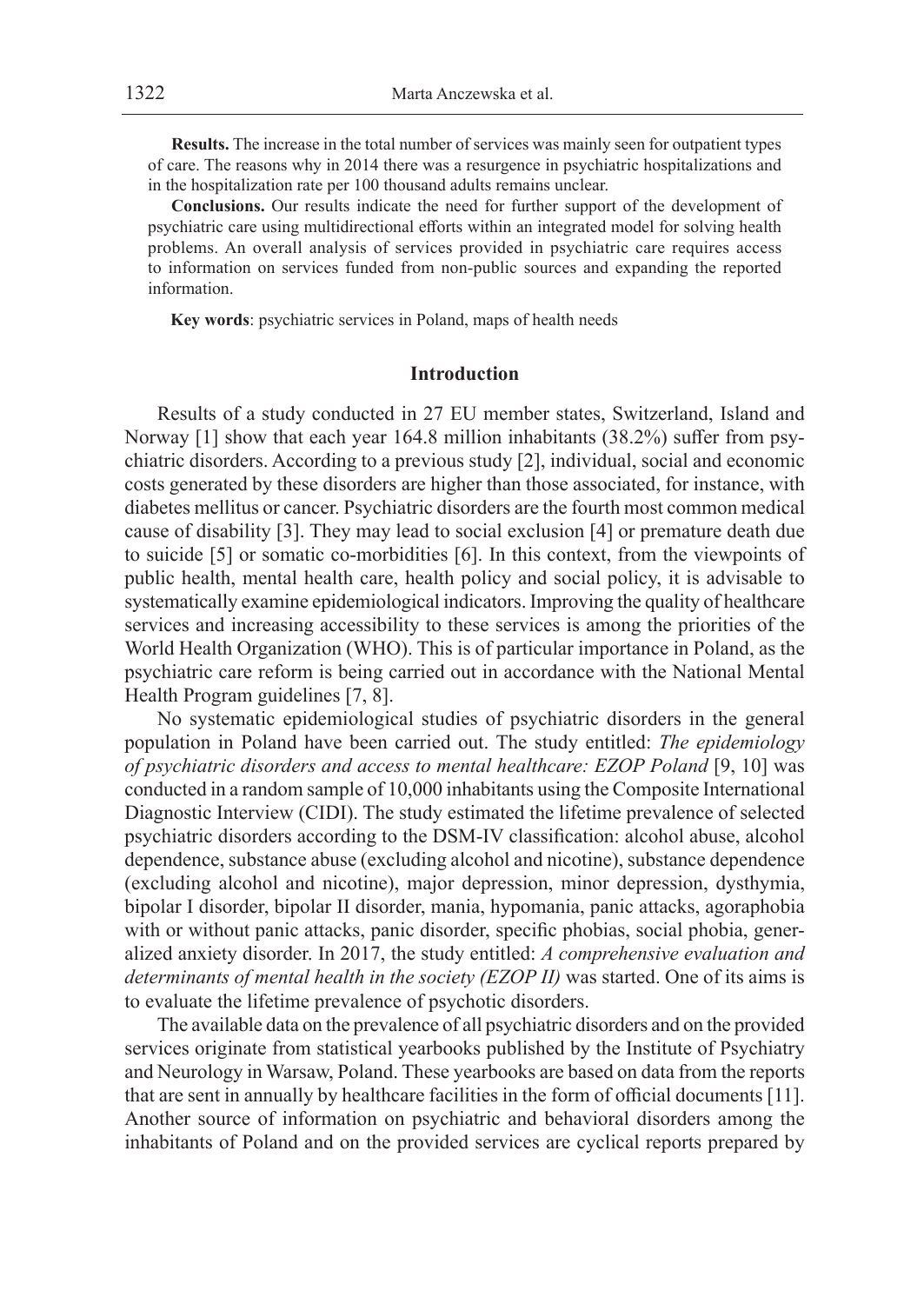**Results.** The increase in the total number of services was mainly seen for outpatient types of care. The reasons why in 2014 there was a resurgence in psychiatric hospitalizations and in the hospitalization rate per 100 thousand adults remains unclear.

**Conclusions.** Our results indicate the need for further support of the development of psychiatric care using multidirectional efforts within an integrated model for solving health problems. An overall analysis of services provided in psychiatric care requires access to information on services funded from non-public sources and expanding the reported information.

**Key words**: psychiatric services in Poland, maps of health needs

## Introduction

Results of a study conducted in 27 EU member states, Switzerland, Island and Norway [1] show that each year 164.8 million inhabitants (38.2%) suffer from psychiatric disorders. According to a previous study [2], individual, social and economic costs generated by these disorders are higher than those associated, for instance, with diabetes mellitus or cancer. Psychiatric disorders are the fourth most common medical cause of disability [3]. They may lead to social exclusion [4] or premature death due to suicide [5] or somatic co-morbidities [6]. In this context, from the viewpoints of public health, mental health care, health policy and social policy, it is advisable to systematically examine epidemiological indicators. Improving the quality of healthcare services and increasing accessibility to these services is among the priorities of the World Health Organization (WHO). This is of particular importance in Poland, as the psychiatric care reform is being carried out in accordance with the National Mental Health Program guidelines [7, 8].

No systematic epidemiological studies of psychiatric disorders in the general population in Poland have been carried out. The study entitled: *The epidemiology of psychiatric disorders and access to mental healthcare: EZOP Poland* [9, 10] was conducted in a random sample of 10,000 inhabitants using the Composite International Diagnostic Interview (CIDI). The study estimated the lifetime prevalence of selected psychiatric disorders according to the DSM-IV classification: alcohol abuse, alcohol dependence, substance abuse (excluding alcohol and nicotine), substance dependence (excluding alcohol and nicotine), major depression, minor depression, dysthymia, bipolar I disorder, bipolar II disorder, mania, hypomania, panic attacks, agoraphobia with or without panic attacks, panic disorder, specific phobias, social phobia, generalized anxiety disorder. In 2017, the study entitled: *A comprehensive evaluation and determinants of mental health in the society (EZOP II)* was started. One of its aims is to evaluate the lifetime prevalence of psychotic disorders.

The available data on the prevalence of all psychiatric disorders and on the provided services originate from statistical yearbooks published by the Institute of Psychiatry and Neurology in Warsaw, Poland. These yearbooks are based on data from the reports that are sent in annually by healthcare facilities in the form of official documents [11]. Another source of information on psychiatric and behavioral disorders among the inhabitants of Poland and on the provided services are cyclical reports prepared by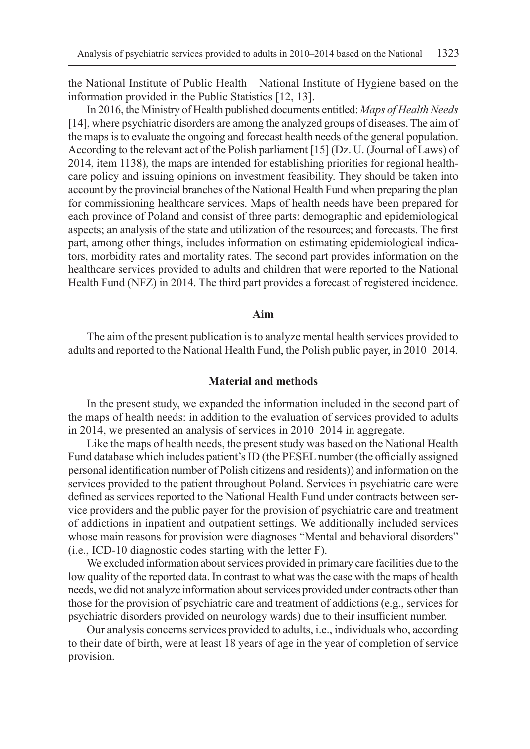the National Institute of Public Health – National Institute of Hygiene based on the information provided in the Public Statistics [12, 13].

In 2016, the Ministry of Health published documents entitled: *Maps of Health Needs* [14], where psychiatric disorders are among the analyzed groups of diseases. The aim of the maps is to evaluate the ongoing and forecast health needs of the general population. According to the relevant act of the Polish parliament [15] (Dz. U. (Journal of Laws) of 2014, item 1138), the maps are intended for establishing priorities for regional healthcare policy and issuing opinions on investment feasibility. They should be taken into account by the provincial branches of the National Health Fund when preparing the plan for commissioning healthcare services. Maps of health needs have been prepared for each province of Poland and consist of three parts: demographic and epidemiological aspects; an analysis of the state and utilization of the resources; and forecasts. The first part, among other things, includes information on estimating epidemiological indicators, morbidity rates and mortality rates. The second part provides information on the healthcare services provided to adults and children that were reported to the National Health Fund (NFZ) in 2014. The third part provides a forecast of registered incidence.

## Aim

The aim of the present publication is to analyze mental health services provided to adults and reported to the National Health Fund, the Polish public payer, in 2010–2014.

## Material and methods

In the present study, we expanded the information included in the second part of the maps of health needs: in addition to the evaluation of services provided to adults in 2014, we presented an analysis of services in 2010–2014 in aggregate.

Like the maps of health needs, the present study was based on the National Health Fund database which includes patient's ID (the PESEL number (the officially assigned personal identification number of Polish citizens and residents)) and information on the services provided to the patient throughout Poland. Services in psychiatric care were defined as services reported to the National Health Fund under contracts between service providers and the public payer for the provision of psychiatric care and treatment of addictions in inpatient and outpatient settings. We additionally included services whose main reasons for provision were diagnoses "Mental and behavioral disorders" (i.e., ICD-10 diagnostic codes starting with the letter F).

We excluded information about services provided in primary care facilities due to the low quality of the reported data. In contrast to what was the case with the maps of health needs, we did not analyze information about services provided under contracts other than those for the provision of psychiatric care and treatment of addictions (e.g., services for psychiatric disorders provided on neurology wards) due to their insufficient number.

Our analysis concerns services provided to adults, i.e., individuals who, according to their date of birth, were at least 18 years of age in the year of completion of service provision.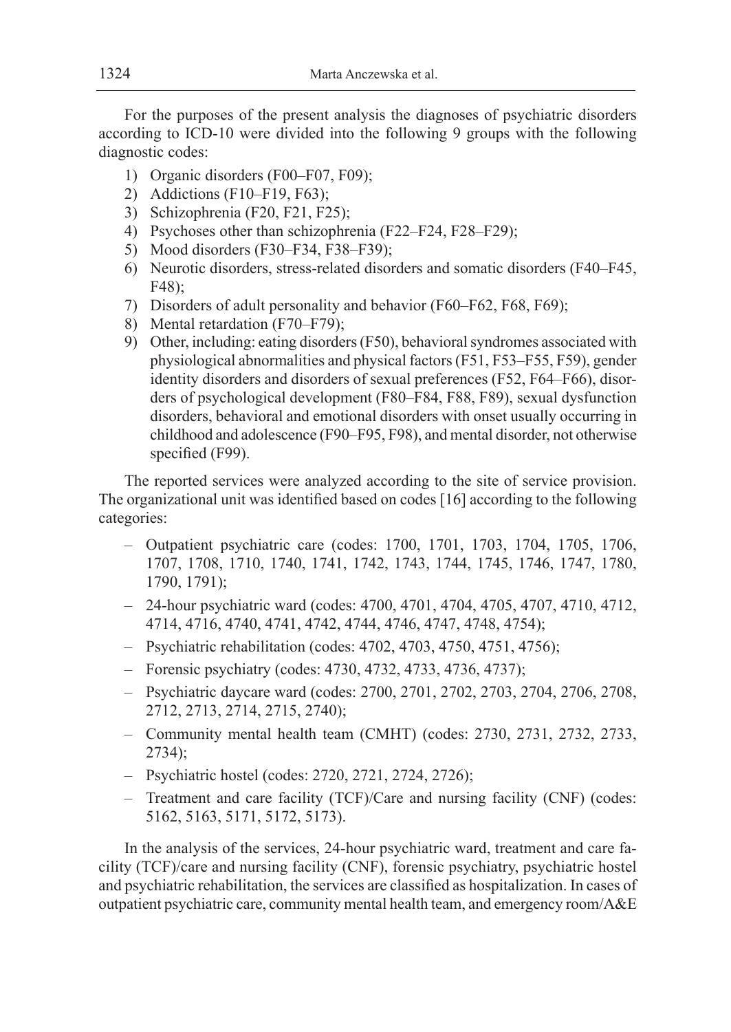For the purposes of the present analysis the diagnoses of psychiatric disorders according to ICD-10 were divided into the following 9 groups with the following diagnostic codes:

1) Organic disorders (F00–F07, F09);
2) Addictions (F10–F19, F63);
3) Schizophrenia (F20, F21, F25);
4) Psychoses other than schizophrenia (F22–F24, F28–F29);
5) Mood disorders (F30–F34, F38–F39);
6) Neurotic disorders, stress-related disorders and somatic disorders (F40–F45, F48);
7) Disorders of adult personality and behavior (F60–F62, F68, F69);
8) Mental retardation (F70–F79);
9) Other, including: eating disorders (F50), behavioral syndromes associated with physiological abnormalities and physical factors (F51, F53–F55, F59), gender identity disorders and disorders of sexual preferences (F52, F64–F66), disorders of psychological development (F80–F84, F88, F89), sexual dysfunction disorders, behavioral and emotional disorders with onset usually occurring in childhood and adolescence (F90–F95, F98), and mental disorder, not otherwise specified (F99).

The reported services were analyzed according to the site of service provision. The organizational unit was identified based on codes [16] according to the following categories:

- Outpatient psychiatric care (codes: 1700, 1701, 1703, 1704, 1705, 1706, 1707, 1708, 1710, 1740, 1741, 1742, 1743, 1744, 1745, 1746, 1747, 1780, 1790, 1791);
- 24-hour psychiatric ward (codes: 4700, 4701, 4704, 4705, 4707, 4710, 4712, 4714, 4716, 4740, 4741, 4742, 4744, 4746, 4747, 4748, 4754);
- Psychiatric rehabilitation (codes: 4702, 4703, 4750, 4751, 4756);
- Forensic psychiatry (codes: 4730, 4732, 4733, 4736, 4737);
- Psychiatric daycare ward (codes: 2700, 2701, 2702, 2703, 2704, 2706, 2708, 2712, 2713, 2714, 2715, 2740);
- Community mental health team (CMHT) (codes: 2730, 2731, 2732, 2733, 2734);
- Psychiatric hostel (codes: 2720, 2721, 2724, 2726);
- Treatment and care facility (TCF)/Care and nursing facility (CNF) (codes: 5162, 5163, 5171, 5172, 5173).

In the analysis of the services, 24-hour psychiatric ward, treatment and care facility (TCF)/care and nursing facility (CNF), forensic psychiatry, psychiatric hostel and psychiatric rehabilitation, the services are classified as hospitalization. In cases of outpatient psychiatric care, community mental health team, and emergency room/A&E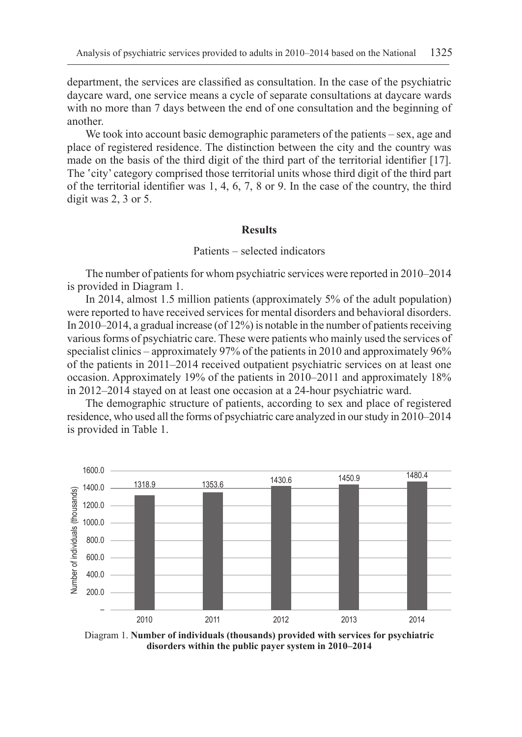department, the services are classified as consultation. In the case of the psychiatric daycare ward, one service means a cycle of separate consultations at daycare wards with no more than 7 days between the end of one consultation and the beginning of another.

We took into account basic demographic parameters of the patients – sex, age and place of registered residence. The distinction between the city and the country was made on the basis of the third digit of the third part of the territorial identifier [17]. The 'city' category comprised those territorial units whose third digit of the third part of the territorial identifier was 1, 4, 6, 7, 8 or 9. In the case of the country, the third digit was 2, 3 or 5.

## Results

### Patients – selected indicators

The number of patients for whom psychiatric services were reported in 2010–2014 is provided in Diagram 1.

In 2014, almost 1.5 million patients (approximately 5% of the adult population) were reported to have received services for mental disorders and behavioral disorders. In 2010–2014, a gradual increase (of 12%) is notable in the number of patients receiving various forms of psychiatric care. These were patients who mainly used the services of specialist clinics – approximately 97% of the patients in 2010 and approximately 96% of the patients in 2011–2014 received outpatient psychiatric services on at least one occasion. Approximately 19% of the patients in 2010–2011 and approximately 18% in 2012–2014 stayed on at least one occasion at a 24-hour psychiatric ward.

The demographic structure of patients, according to sex and place of registered residence, who used all the forms of psychiatric care analyzed in our study in 2010–2014 is provided in Table 1.

| Year | Number of individuals (thousands) |
|---|---|
| 2010 | 1318.9 |
| 2011 | 1353.6 |
| 2012 | 1430.6 |
| 2013 | 1450.9 |
| 2014 | 1480.4 |

Diagram 1. **Number of individuals (thousands) provided with services for psychiatric disorders within the public payer system in 2010–2014**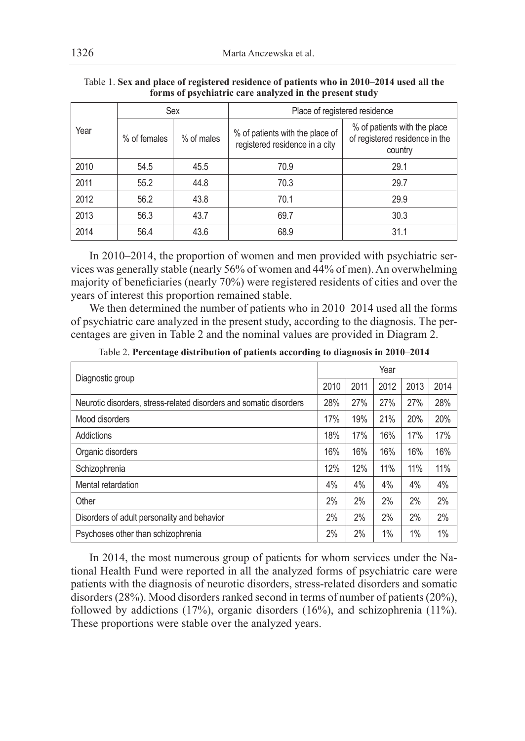Table 1. **Sex and place of registered residence of patients who in 2010–2014 used all the forms of psychiatric care analyzed in the present study**

| Year | Sex | | Place of registered residence | |
|---|---|---|---|---|
| | % of females | % of males | % of patients with the place of registered residence in a city | % of patients with the place of registered residence in the country |
| 2010 | 54.5 | 45.5 | 70.9 | 29.1 |
| 2011 | 55.2 | 44.8 | 70.3 | 29.7 |
| 2012 | 56.2 | 43.8 | 70.1 | 29.9 |
| 2013 | 56.3 | 43.7 | 69.7 | 30.3 |
| 2014 | 56.4 | 43.6 | 68.9 | 31.1 |

In 2010–2014, the proportion of women and men provided with psychiatric services was generally stable (nearly 56% of women and 44% of men). An overwhelming majority of beneficiaries (nearly 70%) were registered residents of cities and over the years of interest this proportion remained stable.

We then determined the number of patients who in 2010–2014 used all the forms of psychiatric care analyzed in the present study, according to the diagnosis. The percentages are given in Table 2 and the nominal values are provided in Diagram 2.

Table 2. **Percentage distribution of patients according to diagnosis in 2010–2014**

| Diagnostic group | Year | | | | |
|---|---|---|---|---|---|
| | 2010 | 2011 | 2012 | 2013 | 2014 |
| Neurotic disorders, stress-related disorders and somatic disorders | 28% | 27% | 27% | 27% | 28% |
| Mood disorders | 17% | 19% | 21% | 20% | 20% |
| Addictions | 18% | 17% | 16% | 17% | 17% |
| Organic disorders | 16% | 16% | 16% | 16% | 16% |
| Schizophrenia | 12% | 12% | 11% | 11% | 11% |
| Mental retardation | 4% | 4% | 4% | 4% | 4% |
| Other | 2% | 2% | 2% | 2% | 2% |
| Disorders of adult personality and behavior | 2% | 2% | 2% | 2% | 2% |
| Psychoses other than schizophrenia | 2% | 2% | 1% | 1% | 1% |

In 2014, the most numerous group of patients for whom services under the National Health Fund were reported in all the analyzed forms of psychiatric care were patients with the diagnosis of neurotic disorders, stress-related disorders and somatic disorders (28%). Mood disorders ranked second in terms of number of patients (20%), followed by addictions (17%), organic disorders (16%), and schizophrenia (11%). These proportions were stable over the analyzed years.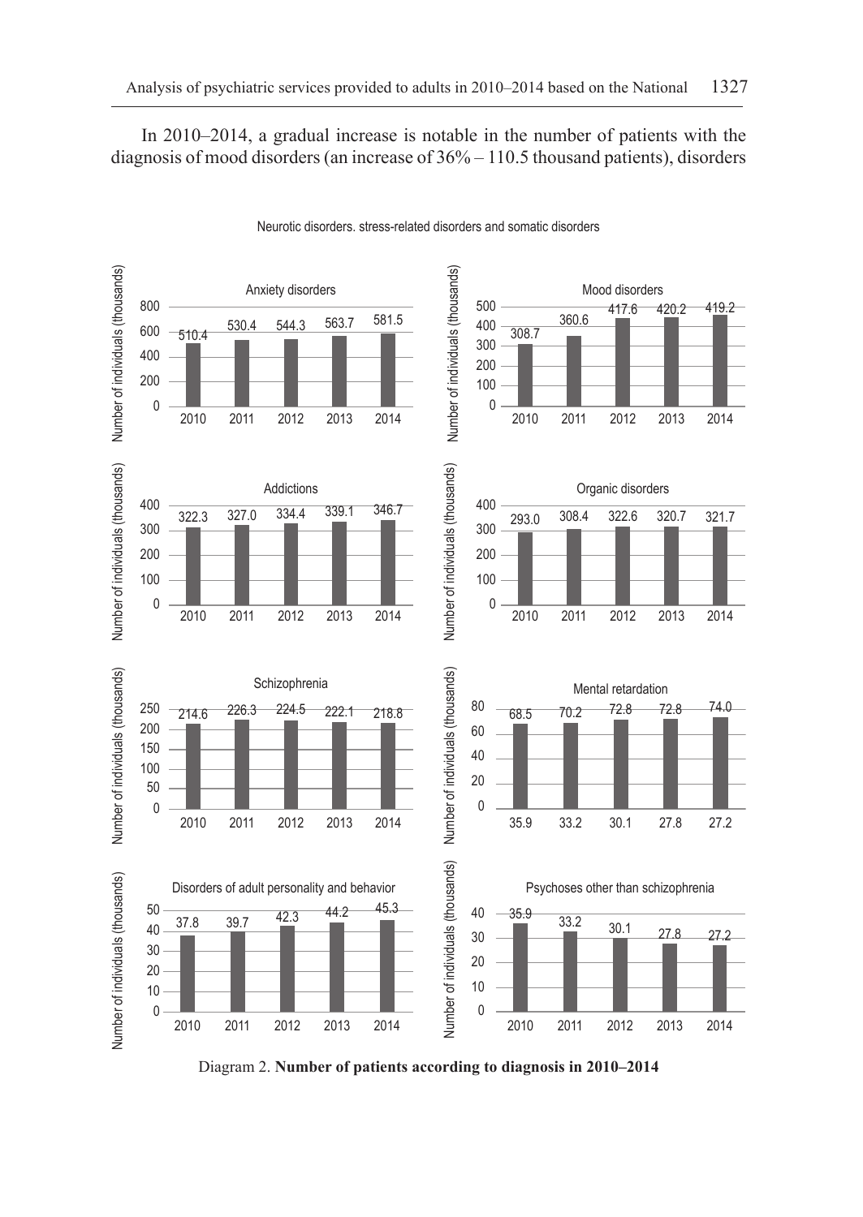In 2010–2014, a gradual increase is notable in the number of patients with the diagnosis of mood disorders (an increase of 36% – 110.5 thousand patients), disorders

Neurotic disorders. stress-related disorders and somatic disorders

**Anxiety disorders** (Number of individuals (thousands))

| 2010 | 2011 | 2012 | 2013 | 2014 |
|---|---|---|---|---|
| 510.4 | 530.4 | 544.3 | 563.7 | 581.5 |

**Mood disorders** (Number of individuals (thousands))

| 2010 | 2011 | 2012 | 2013 | 2014 |
|---|---|---|---|---|
| 308.7 | 360.6 | 417.6 | 420.2 | 419.2 |

**Addictions** (Number of individuals (thousands))

| 2010 | 2011 | 2012 | 2013 | 2014 |
|---|---|---|---|---|
| 322.3 | 327.0 | 334.4 | 339.1 | 346.7 |

**Organic disorders** (Number of individuals (thousands))

| 2010 | 2011 | 2012 | 2013 | 2014 |
|---|---|---|---|---|
| 293.0 | 308.4 | 322.6 | 320.7 | 321.7 |

**Schizophrenia** (Number of individuals (thousands))

| 2010 | 2011 | 2012 | 2013 | 2014 |
|---|---|---|---|---|
| 214.6 | 226.3 | 224.5 | 222.1 | 218.8 |

**Mental retardation** (Number of individuals (thousands))

| 35.9 | 33.2 | 30.1 | 27.8 | 27.2 |
|---|---|---|---|---|
| 68.5 | 70.2 | 72.8 | 72.8 | 74.0 |

**Disorders of adult personality and behavior** (Number of individuals (thousands))

| 2010 | 2011 | 2012 | 2013 | 2014 |
|---|---|---|---|---|
| 37.8 | 39.7 | 42.3 | 44.2 | 45.3 |

**Psychoses other than schizophrenia** (Number of individuals (thousands))

| 2010 | 2011 | 2012 | 2013 | 2014 |
|---|---|---|---|---|
| 35.9 | 33.2 | 30.1 | 27.8 | 27.2 |

Diagram 2. **Number of patients according to diagnosis in 2010–2014**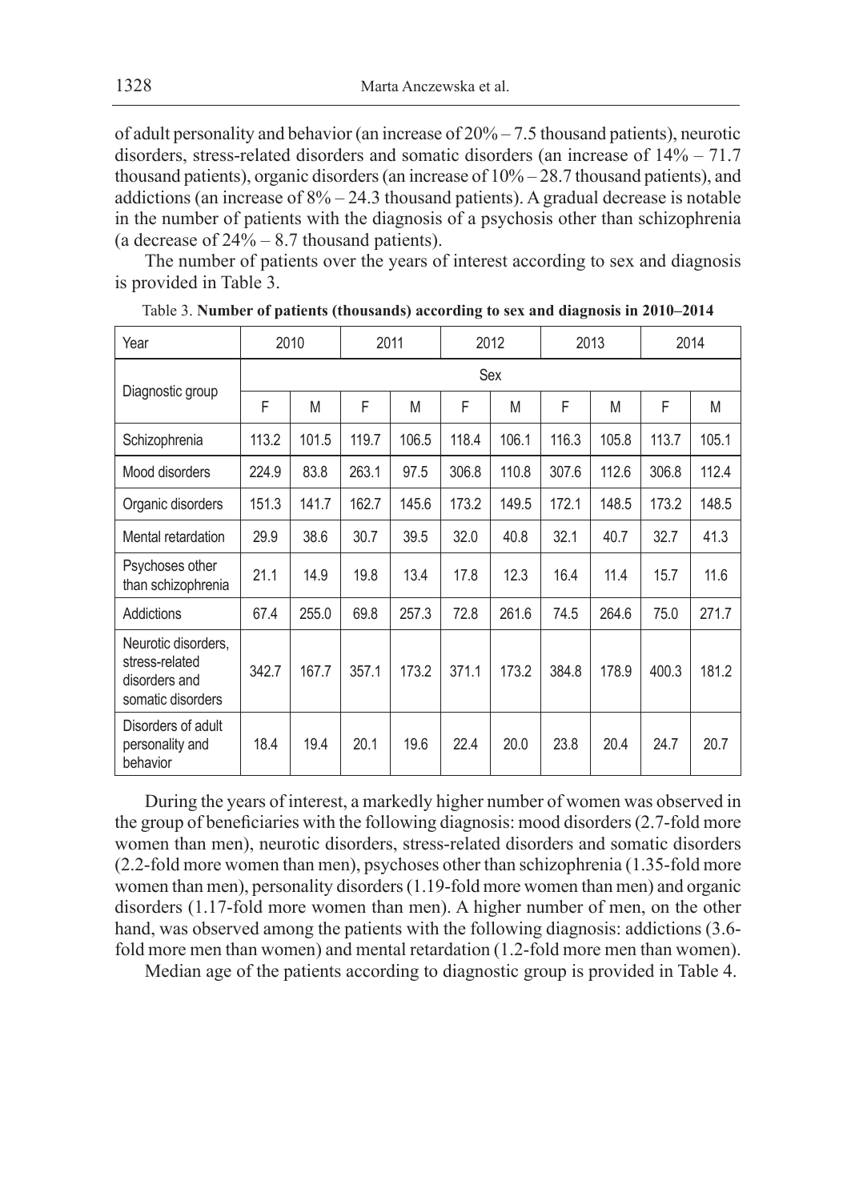of adult personality and behavior (an increase of 20% – 7.5 thousand patients), neurotic disorders, stress-related disorders and somatic disorders (an increase of 14% – 71.7 thousand patients), organic disorders (an increase of 10% – 28.7 thousand patients), and addictions (an increase of 8% – 24.3 thousand patients). A gradual decrease is notable in the number of patients with the diagnosis of a psychosis other than schizophrenia (a decrease of 24% – 8.7 thousand patients).

The number of patients over the years of interest according to sex and diagnosis is provided in Table 3.

Table 3. **Number of patients (thousands) according to sex and diagnosis in 2010–2014**

| Year | 2010 | | 2011 | | 2012 | | 2013 | | 2014 | |
|---|---|---|---|---|---|---|---|---|---|---|
| Diagnostic group | Sex | | | | | | | | | |
| | F | M | F | M | F | M | F | M | F | M |
| Schizophrenia | 113.2 | 101.5 | 119.7 | 106.5 | 118.4 | 106.1 | 116.3 | 105.8 | 113.7 | 105.1 |
| Mood disorders | 224.9 | 83.8 | 263.1 | 97.5 | 306.8 | 110.8 | 307.6 | 112.6 | 306.8 | 112.4 |
| Organic disorders | 151.3 | 141.7 | 162.7 | 145.6 | 173.2 | 149.5 | 172.1 | 148.5 | 173.2 | 148.5 |
| Mental retardation | 29.9 | 38.6 | 30.7 | 39.5 | 32.0 | 40.8 | 32.1 | 40.7 | 32.7 | 41.3 |
| Psychoses other than schizophrenia | 21.1 | 14.9 | 19.8 | 13.4 | 17.8 | 12.3 | 16.4 | 11.4 | 15.7 | 11.6 |
| Addictions | 67.4 | 255.0 | 69.8 | 257.3 | 72.8 | 261.6 | 74.5 | 264.6 | 75.0 | 271.7 |
| Neurotic disorders, stress-related disorders and somatic disorders | 342.7 | 167.7 | 357.1 | 173.2 | 371.1 | 173.2 | 384.8 | 178.9 | 400.3 | 181.2 |
| Disorders of adult personality and behavior | 18.4 | 19.4 | 20.1 | 19.6 | 22.4 | 20.0 | 23.8 | 20.4 | 24.7 | 20.7 |

During the years of interest, a markedly higher number of women was observed in the group of beneficiaries with the following diagnosis: mood disorders (2.7-fold more women than men), neurotic disorders, stress-related disorders and somatic disorders (2.2-fold more women than men), psychoses other than schizophrenia (1.35-fold more women than men), personality disorders (1.19-fold more women than men) and organic disorders (1.17-fold more women than men). A higher number of men, on the other hand, was observed among the patients with the following diagnosis: addictions (3.6-fold more men than women) and mental retardation (1.2-fold more men than women).

Median age of the patients according to diagnostic group is provided in Table 4.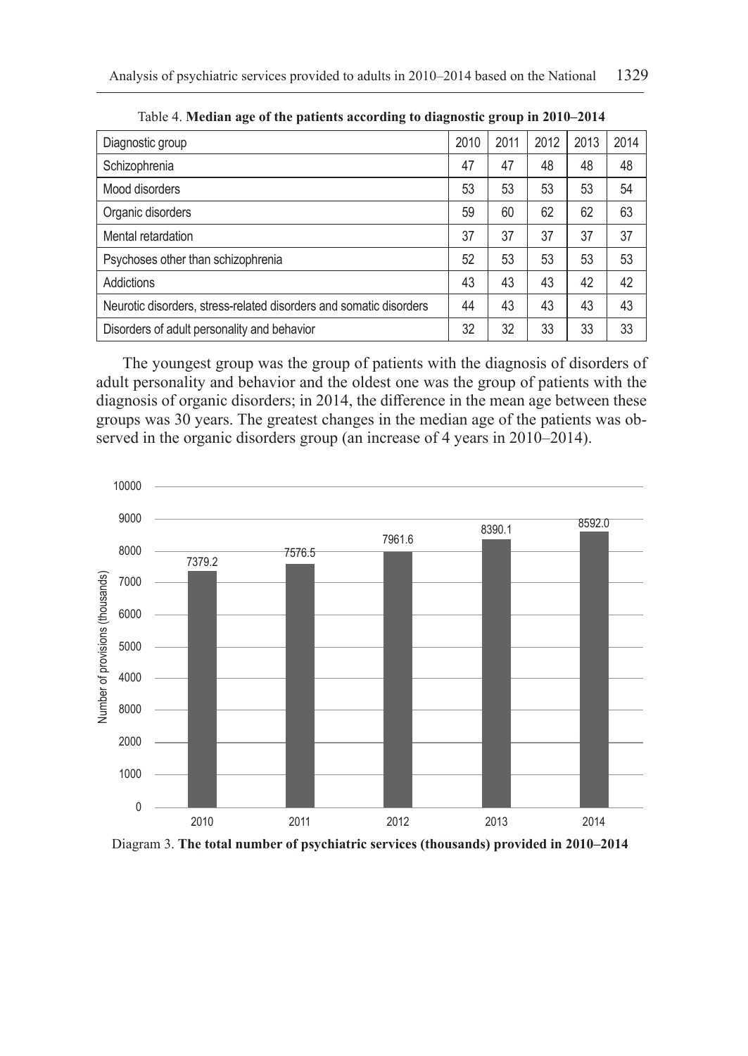Table 4. **Median age of the patients according to diagnostic group in 2010–2014**

| Diagnostic group | 2010 | 2011 | 2012 | 2013 | 2014 |
|---|---|---|---|---|---|
| Schizophrenia | 47 | 47 | 48 | 48 | 48 |
| Mood disorders | 53 | 53 | 53 | 53 | 54 |
| Organic disorders | 59 | 60 | 62 | 62 | 63 |
| Mental retardation | 37 | 37 | 37 | 37 | 37 |
| Psychoses other than schizophrenia | 52 | 53 | 53 | 53 | 53 |
| Addictions | 43 | 43 | 43 | 42 | 42 |
| Neurotic disorders, stress-related disorders and somatic disorders | 44 | 43 | 43 | 43 | 43 |
| Disorders of adult personality and behavior | 32 | 32 | 33 | 33 | 33 |

The youngest group was the group of patients with the diagnosis of disorders of adult personality and behavior and the oldest one was the group of patients with the diagnosis of organic disorders; in 2014, the difference in the mean age between these groups was 30 years. The greatest changes in the median age of the patients was observed in the organic disorders group (an increase of 4 years in 2010–2014).

| Year | Number of provisions (thousands) |
|---|---|
| 2010 | 7379.2 |
| 2011 | 7576.5 |
| 2012 | 7961.6 |
| 2013 | 8390.1 |
| 2014 | 8592.0 |

Diagram 3. **The total number of psychiatric services (thousands) provided in 2010–2014**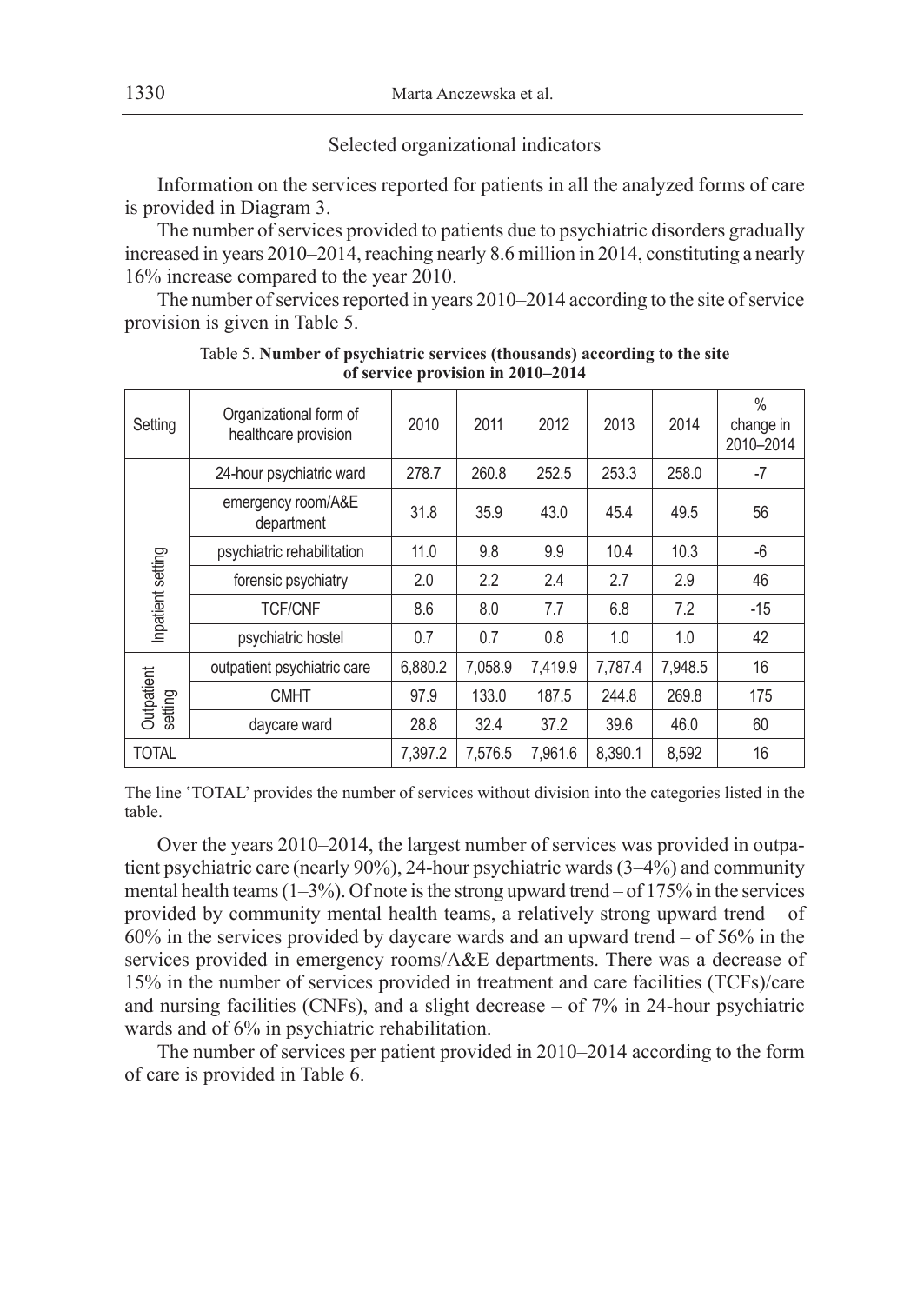## Selected organizational indicators

Information on the services reported for patients in all the analyzed forms of care is provided in Diagram 3.

The number of services provided to patients due to psychiatric disorders gradually increased in years 2010–2014, reaching nearly 8.6 million in 2014, constituting a nearly 16% increase compared to the year 2010.

The number of services reported in years 2010–2014 according to the site of service provision is given in Table 5.

Table 5. **Number of psychiatric services (thousands) according to the site of service provision in 2010–2014**

| Setting | Organizational form of healthcare provision | 2010 | 2011 | 2012 | 2013 | 2014 | % change in 2010–2014 |
|---|---|---|---|---|---|---|---|
| Inpatient setting | 24-hour psychiatric ward | 278.7 | 260.8 | 252.5 | 253.3 | 258.0 | -7 |
| | emergency room/A&E department | 31.8 | 35.9 | 43.0 | 45.4 | 49.5 | 56 |
| | psychiatric rehabilitation | 11.0 | 9.8 | 9.9 | 10.4 | 10.3 | -6 |
| | forensic psychiatry | 2.0 | 2.2 | 2.4 | 2.7 | 2.9 | 46 |
| | TCF/CNF | 8.6 | 8.0 | 7.7 | 6.8 | 7.2 | -15 |
| | psychiatric hostel | 0.7 | 0.7 | 0.8 | 1.0 | 1.0 | 42 |
| Outpatient setting | outpatient psychiatric care | 6,880.2 | 7,058.9 | 7,419.9 | 7,787.4 | 7,948.5 | 16 |
| | CMHT | 97.9 | 133.0 | 187.5 | 244.8 | 269.8 | 175 |
| | daycare ward | 28.8 | 32.4 | 37.2 | 39.6 | 46.0 | 60 |
| TOTAL | | 7,397.2 | 7,576.5 | 7,961.6 | 8,390.1 | 8,592 | 16 |

The line 'TOTAL' provides the number of services without division into the categories listed in the table.

Over the years 2010–2014, the largest number of services was provided in outpatient psychiatric care (nearly 90%), 24-hour psychiatric wards (3–4%) and community mental health teams (1–3%). Of note is the strong upward trend – of 175% in the services provided by community mental health teams, a relatively strong upward trend – of 60% in the services provided by daycare wards and an upward trend – of 56% in the services provided in emergency rooms/A&E departments. There was a decrease of 15% in the number of services provided in treatment and care facilities (TCFs)/care and nursing facilities (CNFs), and a slight decrease – of 7% in 24-hour psychiatric wards and of 6% in psychiatric rehabilitation.

The number of services per patient provided in 2010–2014 according to the form of care is provided in Table 6.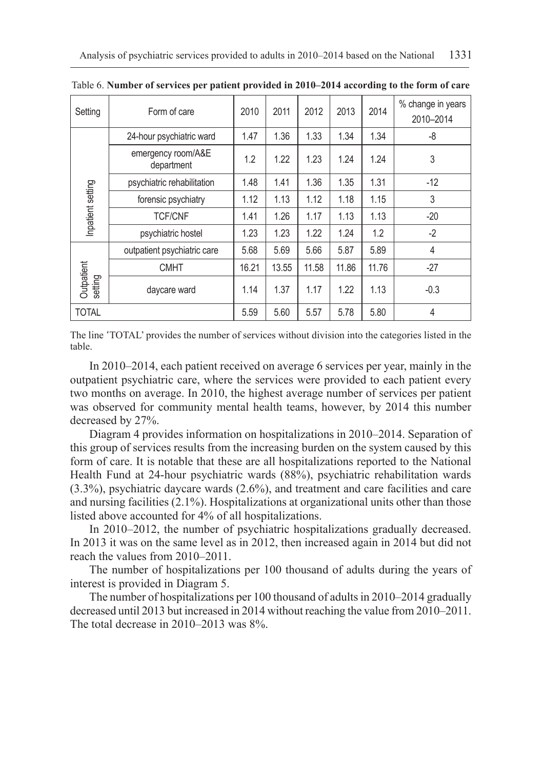Table 6. **Number of services per patient provided in 2010–2014 according to the form of care**

| Setting | Form of care | 2010 | 2011 | 2012 | 2013 | 2014 | % change in years 2010–2014 |
|---|---|---|---|---|---|---|---|
| Inpatient setting | 24-hour psychiatric ward | 1.47 | 1.36 | 1.33 | 1.34 | 1.34 | -8 |
| | emergency room/A&E department | 1.2 | 1.22 | 1.23 | 1.24 | 1.24 | 3 |
| | psychiatric rehabilitation | 1.48 | 1.41 | 1.36 | 1.35 | 1.31 | -12 |
| | forensic psychiatry | 1.12 | 1.13 | 1.12 | 1.18 | 1.15 | 3 |
| | TCF/CNF | 1.41 | 1.26 | 1.17 | 1.13 | 1.13 | -20 |
| | psychiatric hostel | 1.23 | 1.23 | 1.22 | 1.24 | 1.2 | -2 |
| Outpatient setting | outpatient psychiatric care | 5.68 | 5.69 | 5.66 | 5.87 | 5.89 | 4 |
| | CMHT | 16.21 | 13.55 | 11.58 | 11.86 | 11.76 | -27 |
| | daycare ward | 1.14 | 1.37 | 1.17 | 1.22 | 1.13 | -0.3 |
| TOTAL | | 5.59 | 5.60 | 5.57 | 5.78 | 5.80 | 4 |

The line 'TOTAL' provides the number of services without division into the categories listed in the table.

In 2010–2014, each patient received on average 6 services per year, mainly in the outpatient psychiatric care, where the services were provided to each patient every two months on average. In 2010, the highest average number of services per patient was observed for community mental health teams, however, by 2014 this number decreased by 27%.

Diagram 4 provides information on hospitalizations in 2010–2014. Separation of this group of services results from the increasing burden on the system caused by this form of care. It is notable that these are all hospitalizations reported to the National Health Fund at 24-hour psychiatric wards (88%), psychiatric rehabilitation wards (3.3%), psychiatric daycare wards (2.6%), and treatment and care facilities and care and nursing facilities (2.1%). Hospitalizations at organizational units other than those listed above accounted for 4% of all hospitalizations.

In 2010–2012, the number of psychiatric hospitalizations gradually decreased. In 2013 it was on the same level as in 2012, then increased again in 2014 but did not reach the values from 2010–2011.

The number of hospitalizations per 100 thousand of adults during the years of interest is provided in Diagram 5.

The number of hospitalizations per 100 thousand of adults in 2010–2014 gradually decreased until 2013 but increased in 2014 without reaching the value from 2010–2011. The total decrease in 2010–2013 was 8%.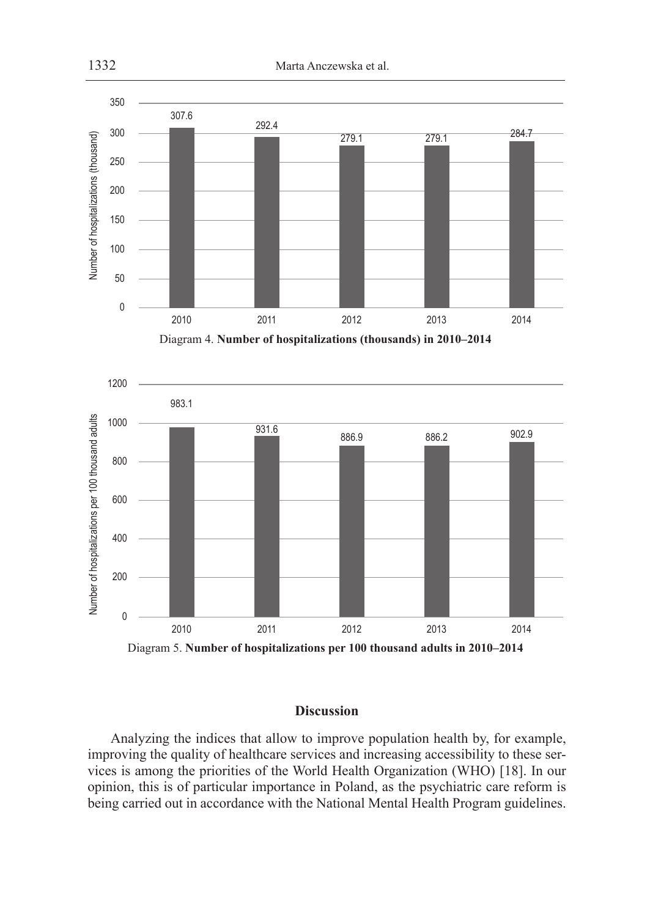Diagram 4. **Number of hospitalizations (thousands) in 2010–2014**

Diagram 5. **Number of hospitalizations per 100 thousand adults in 2010–2014**

## Discussion

Analyzing the indices that allow to improve population health by, for example, improving the quality of healthcare services and increasing accessibility to these services is among the priorities of the World Health Organization (WHO) [18]. In our opinion, this is of particular importance in Poland, as the psychiatric care reform is being carried out in accordance with the National Mental Health Program guidelines.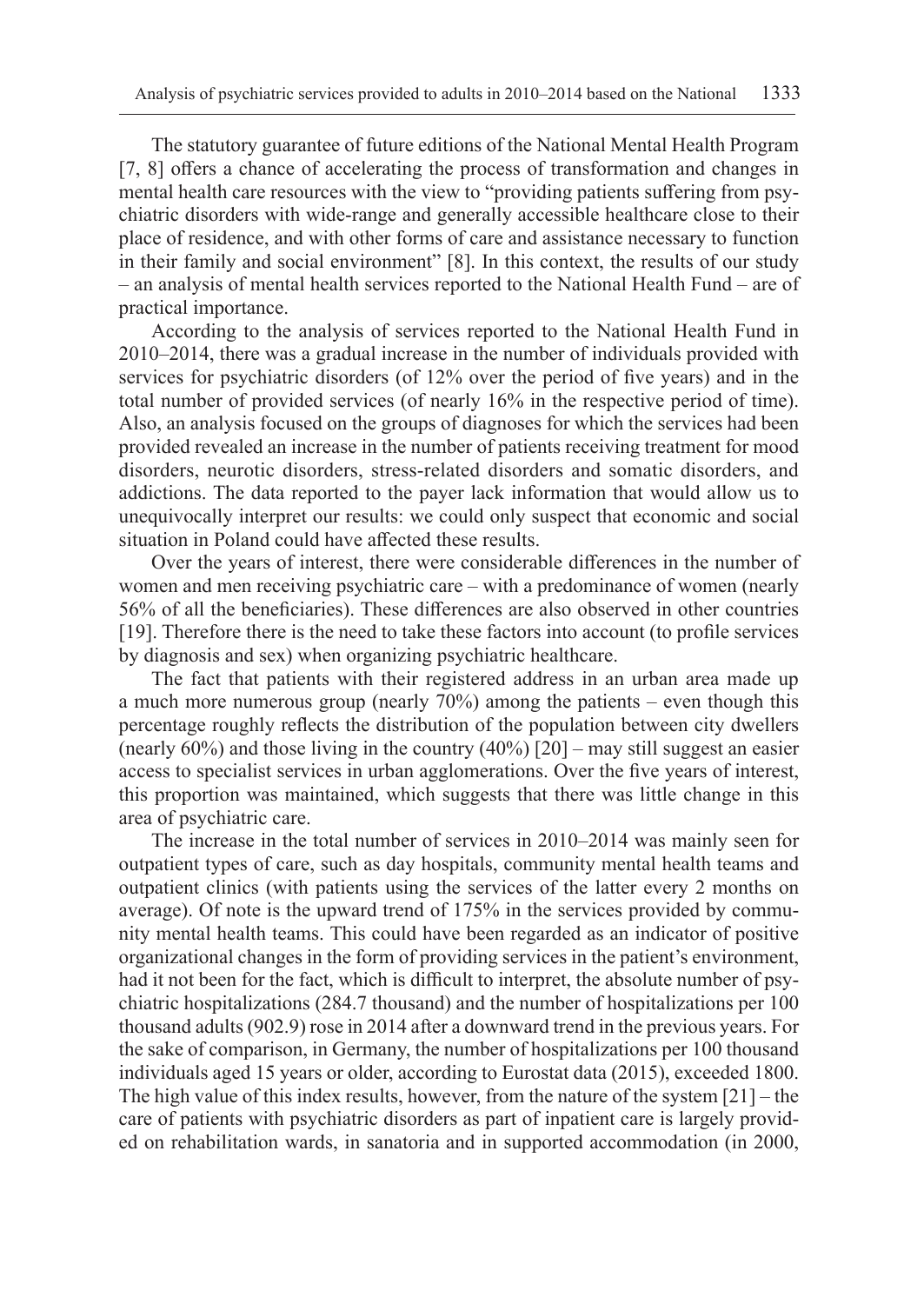The statutory guarantee of future editions of the National Mental Health Program [7, 8] offers a chance of accelerating the process of transformation and changes in mental health care resources with the view to "providing patients suffering from psychiatric disorders with wide-range and generally accessible healthcare close to their place of residence, and with other forms of care and assistance necessary to function in their family and social environment" [8]. In this context, the results of our study – an analysis of mental health services reported to the National Health Fund – are of practical importance.

According to the analysis of services reported to the National Health Fund in 2010–2014, there was a gradual increase in the number of individuals provided with services for psychiatric disorders (of 12% over the period of five years) and in the total number of provided services (of nearly 16% in the respective period of time). Also, an analysis focused on the groups of diagnoses for which the services had been provided revealed an increase in the number of patients receiving treatment for mood disorders, neurotic disorders, stress-related disorders and somatic disorders, and addictions. The data reported to the payer lack information that would allow us to unequivocally interpret our results: we could only suspect that economic and social situation in Poland could have affected these results.

Over the years of interest, there were considerable differences in the number of women and men receiving psychiatric care – with a predominance of women (nearly 56% of all the beneficiaries). These differences are also observed in other countries [19]. Therefore there is the need to take these factors into account (to profile services by diagnosis and sex) when organizing psychiatric healthcare.

The fact that patients with their registered address in an urban area made up a much more numerous group (nearly 70%) among the patients – even though this percentage roughly reflects the distribution of the population between city dwellers (nearly 60%) and those living in the country (40%) [20] – may still suggest an easier access to specialist services in urban agglomerations. Over the five years of interest, this proportion was maintained, which suggests that there was little change in this area of psychiatric care.

The increase in the total number of services in 2010–2014 was mainly seen for outpatient types of care, such as day hospitals, community mental health teams and outpatient clinics (with patients using the services of the latter every 2 months on average). Of note is the upward trend of 175% in the services provided by community mental health teams. This could have been regarded as an indicator of positive organizational changes in the form of providing services in the patient's environment, had it not been for the fact, which is difficult to interpret, the absolute number of psychiatric hospitalizations (284.7 thousand) and the number of hospitalizations per 100 thousand adults (902.9) rose in 2014 after a downward trend in the previous years. For the sake of comparison, in Germany, the number of hospitalizations per 100 thousand individuals aged 15 years or older, according to Eurostat data (2015), exceeded 1800. The high value of this index results, however, from the nature of the system [21] – the care of patients with psychiatric disorders as part of inpatient care is largely provided on rehabilitation wards, in sanatoria and in supported accommodation (in 2000,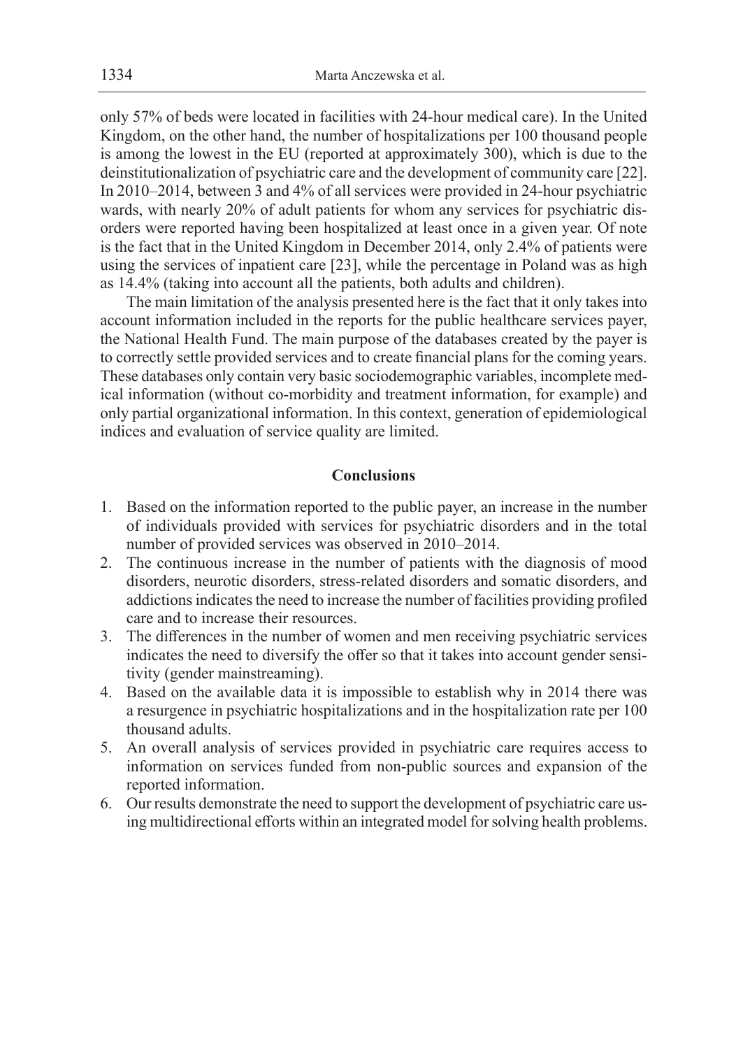only 57% of beds were located in facilities with 24-hour medical care). In the United Kingdom, on the other hand, the number of hospitalizations per 100 thousand people is among the lowest in the EU (reported at approximately 300), which is due to the deinstitutionalization of psychiatric care and the development of community care [22]. In 2010–2014, between 3 and 4% of all services were provided in 24-hour psychiatric wards, with nearly 20% of adult patients for whom any services for psychiatric disorders were reported having been hospitalized at least once in a given year. Of note is the fact that in the United Kingdom in December 2014, only 2.4% of patients were using the services of inpatient care [23], while the percentage in Poland was as high as 14.4% (taking into account all the patients, both adults and children).

The main limitation of the analysis presented here is the fact that it only takes into account information included in the reports for the public healthcare services payer, the National Health Fund. The main purpose of the databases created by the payer is to correctly settle provided services and to create financial plans for the coming years. These databases only contain very basic sociodemographic variables, incomplete medical information (without co-morbidity and treatment information, for example) and only partial organizational information. In this context, generation of epidemiological indices and evaluation of service quality are limited.

## Conclusions

1. Based on the information reported to the public payer, an increase in the number of individuals provided with services for psychiatric disorders and in the total number of provided services was observed in 2010–2014.
2. The continuous increase in the number of patients with the diagnosis of mood disorders, neurotic disorders, stress-related disorders and somatic disorders, and addictions indicates the need to increase the number of facilities providing profiled care and to increase their resources.
3. The differences in the number of women and men receiving psychiatric services indicates the need to diversify the offer so that it takes into account gender sensitivity (gender mainstreaming).
4. Based on the available data it is impossible to establish why in 2014 there was a resurgence in psychiatric hospitalizations and in the hospitalization rate per 100 thousand adults.
5. An overall analysis of services provided in psychiatric care requires access to information on services funded from non-public sources and expansion of the reported information.
6. Our results demonstrate the need to support the development of psychiatric care using multidirectional efforts within an integrated model for solving health problems.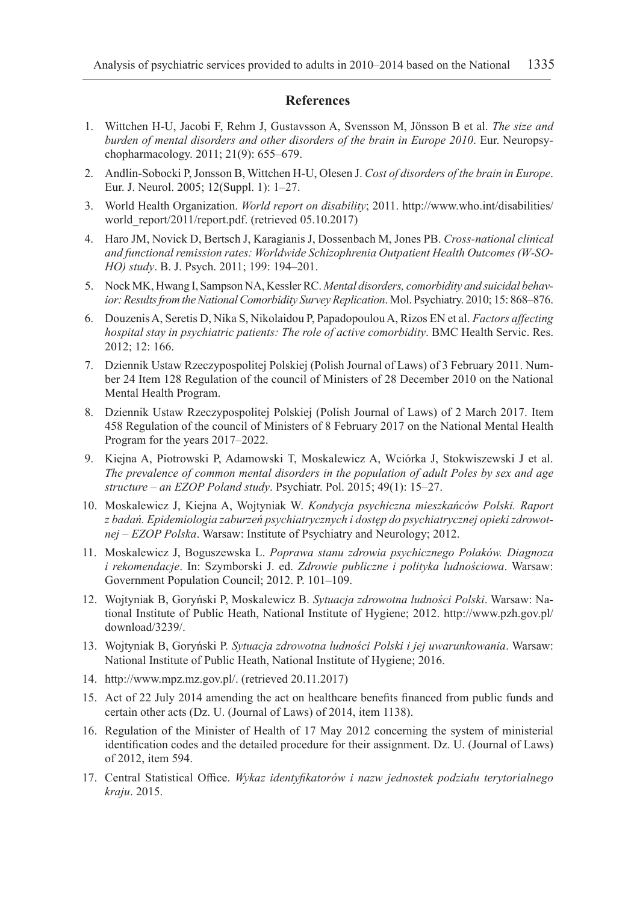## References

1. Wittchen H-U, Jacobi F, Rehm J, Gustavsson A, Svensson M, Jönsson B et al. *The size and burden of mental disorders and other disorders of the brain in Europe 2010*. Eur. Neuropsychopharmacology. 2011; 21(9): 655–679.
2. Andlin-Sobocki P, Jonsson B, Wittchen H-U, Olesen J. *Cost of disorders of the brain in Europe*. Eur. J. Neurol. 2005; 12(Suppl. 1): 1–27.
3. World Health Organization. *World report on disability*; 2011. http://www.who.int/disabilities/world_report/2011/report.pdf. (retrieved 05.10.2017)
4. Haro JM, Novick D, Bertsch J, Karagianis J, Dossenbach M, Jones PB. *Cross-national clinical and functional remission rates: Worldwide Schizophrenia Outpatient Health Outcomes (W-SOHO) study*. B. J. Psych. 2011; 199: 194–201.
5. Nock MK, Hwang I, Sampson NA, Kessler RC. *Mental disorders, comorbidity and suicidal behavior: Results from the National Comorbidity Survey Replication*. Mol. Psychiatry. 2010; 15: 868–876.
6. Douzenis A, Seretis D, Nika S, Nikolaidou P, Papadopoulou A, Rizos EN et al. *Factors affecting hospital stay in psychiatric patients: The role of active comorbidity*. BMC Health Servic. Res. 2012; 12: 166.
7. Dziennik Ustaw Rzeczypospolitej Polskiej (Polish Journal of Laws) of 3 February 2011. Number 24 Item 128 Regulation of the council of Ministers of 28 December 2010 on the National Mental Health Program.
8. Dziennik Ustaw Rzeczypospolitej Polskiej (Polish Journal of Laws) of 2 March 2017. Item 458 Regulation of the council of Ministers of 8 February 2017 on the National Mental Health Program for the years 2017–2022.
9. Kiejna A, Piotrowski P, Adamowski T, Moskalewicz A, Wciórka J, Stokwiszewski J et al. *The prevalence of common mental disorders in the population of adult Poles by sex and age structure – an EZOP Poland study*. Psychiatr. Pol. 2015; 49(1): 15–27.
10. Moskalewicz J, Kiejna A, Wojtyniak W. *Kondycja psychiczna mieszkańców Polski. Raport z badań. Epidemiologia zaburzeń psychiatrycznych i dostęp do psychiatrycznej opieki zdrowotnej – EZOP Polska*. Warsaw: Institute of Psychiatry and Neurology; 2012.
11. Moskalewicz J, Boguszewska L. *Poprawa stanu zdrowia psychicznego Polaków. Diagnoza i rekomendacje*. In: Szymborski J. ed. *Zdrowie publiczne i polityka ludnościowa*. Warsaw: Government Population Council; 2012. P. 101–109.
12. Wojtyniak B, Goryński P, Moskalewicz B. *Sytuacja zdrowotna ludności Polski*. Warsaw: National Institute of Public Heath, National Institute of Hygiene; 2012. http://www.pzh.gov.pl/download/3239/.
13. Wojtyniak B, Goryński P. *Sytuacja zdrowotna ludności Polski i jej uwarunkowania*. Warsaw: National Institute of Public Heath, National Institute of Hygiene; 2016.
14. http://www.mpz.mz.gov.pl/. (retrieved 20.11.2017)
15. Act of 22 July 2014 amending the act on healthcare benefits financed from public funds and certain other acts (Dz. U. (Journal of Laws) of 2014, item 1138).
16. Regulation of the Minister of Health of 17 May 2012 concerning the system of ministerial identification codes and the detailed procedure for their assignment. Dz. U. (Journal of Laws) of 2012, item 594.
17. Central Statistical Office. *Wykaz identyfikatorów i nazw jednostek podziału terytorialnego kraju*. 2015.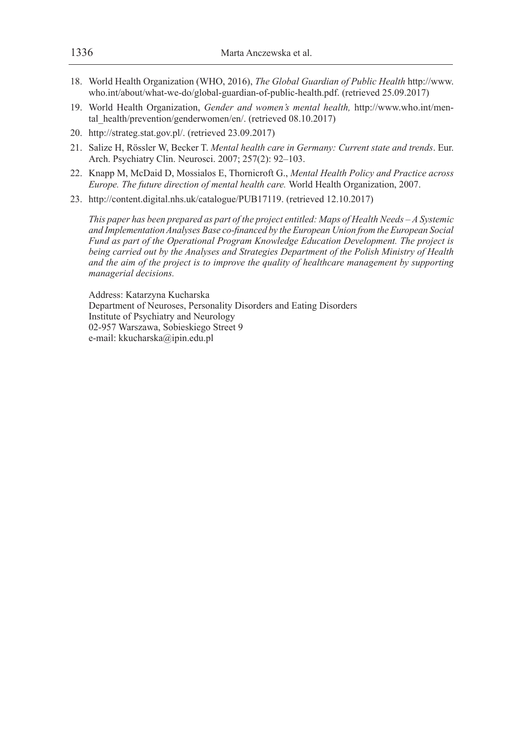18. World Health Organization (WHO, 2016), *The Global Guardian of Public Health* http://www.who.int/about/what-we-do/global-guardian-of-public-health.pdf. (retrieved 25.09.2017)
19. World Health Organization, *Gender and women's mental health,* http://www.who.int/mental_health/prevention/genderwomen/en/. (retrieved 08.10.2017)
20. http://strateg.stat.gov.pl/. (retrieved 23.09.2017)
21. Salize H, Rössler W, Becker T. *Mental health care in Germany: Current state and trends*. Eur. Arch. Psychiatry Clin. Neurosci. 2007; 257(2): 92–103.
22. Knapp M, McDaid D, Mossialos E, Thornicroft G., *Mental Health Policy and Practice across Europe. The future direction of mental health care.* World Health Organization, 2007.
23. http://content.digital.nhs.uk/catalogue/PUB17119. (retrieved 12.10.2017)

*This paper has been prepared as part of the project entitled: Maps of Health Needs – A Systemic and Implementation Analyses Base co-financed by the European Union from the European Social Fund as part of the Operational Program Knowledge Education Development. The project is being carried out by the Analyses and Strategies Department of the Polish Ministry of Health and the aim of the project is to improve the quality of healthcare management by supporting managerial decisions.*

Address: Katarzyna Kucharska
Department of Neuroses, Personality Disorders and Eating Disorders
Institute of Psychiatry and Neurology
02-957 Warszawa, Sobieskiego Street 9
e-mail: kkucharska@ipin.edu.pl